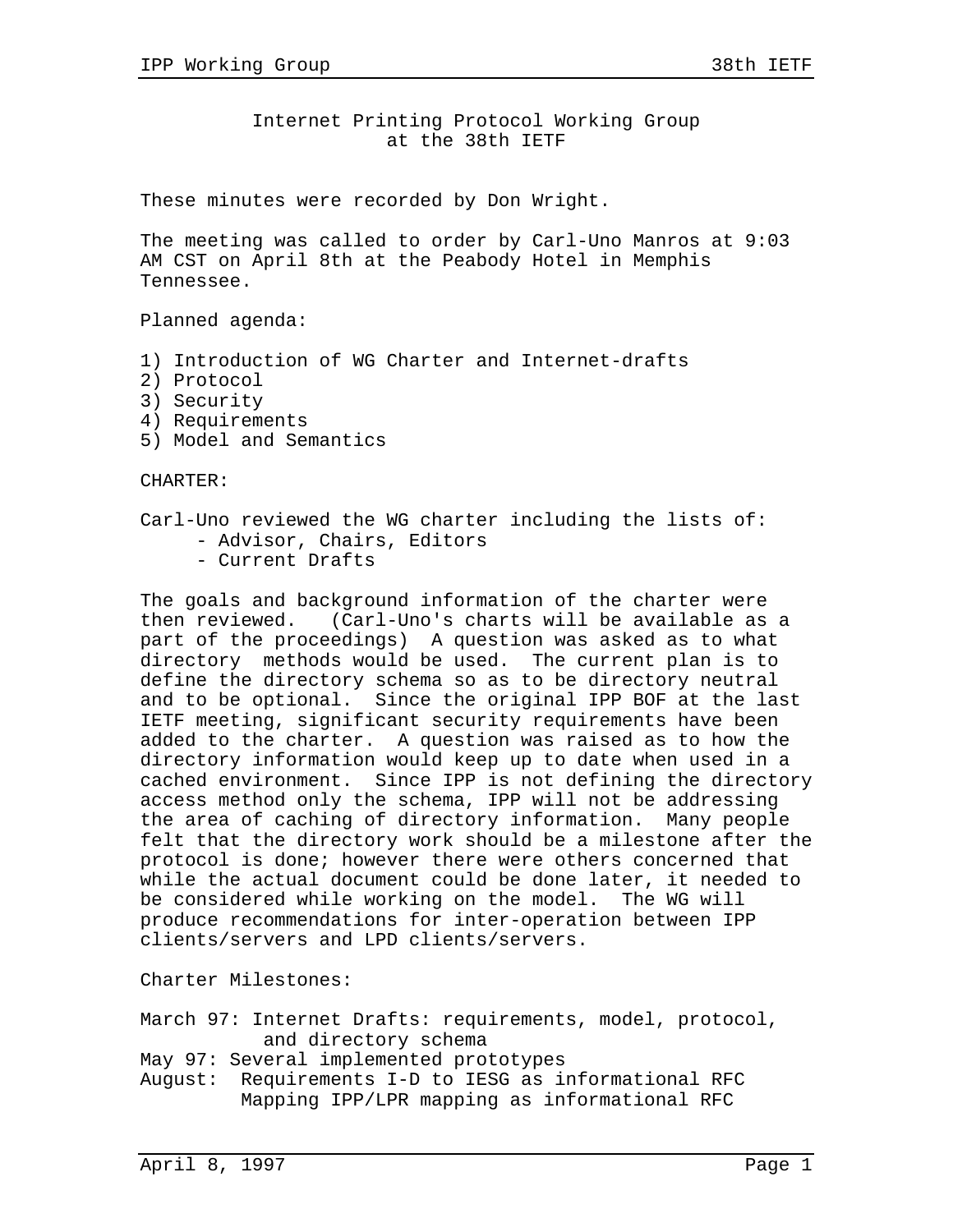# Internet Printing Protocol Working Group at the 38th IETF

These minutes were recorded by Don Wright.

The meeting was called to order by Carl-Uno Manros at 9:03 AM CST on April 8th at the Peabody Hotel in Memphis Tennessee.

Planned agenda:

1) Introduction of WG Charter and Internet-drafts
2) Protocol
3) Security
4) Requirements
5) Model and Semantics

CHARTER:

Carl-Uno reviewed the WG charter including the lists of:
- Advisor, Chairs, Editors
- Current Drafts

The goals and background information of the charter were then reviewed. (Carl-Uno's charts will be available as a part of the proceedings) A question was asked as to what directory methods would be used. The current plan is to define the directory schema so as to be directory neutral and to be optional. Since the original IPP BOF at the last IETF meeting, significant security requirements have been added to the charter. A question was raised as to how the directory information would keep up to date when used in a cached environment. Since IPP is not defining the directory access method only the schema, IPP will not be addressing the area of caching of directory information. Many people felt that the directory work should be a milestone after the protocol is done; however there were others concerned that while the actual document could be done later, it needed to be considered while working on the model. The WG will produce recommendations for inter-operation between IPP clients/servers and LPD clients/servers.

Charter Milestones:

March 97: Internet Drafts: requirements, model, protocol, and directory schema
May 97: Several implemented prototypes
August: Requirements I-D to IESG as informational RFC
Mapping IPP/LPR mapping as informational RFC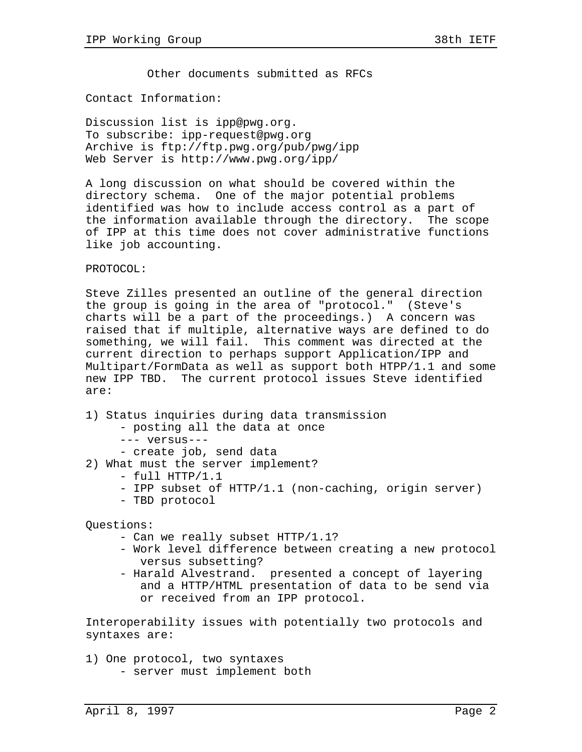Other documents submitted as RFCs

Contact Information:

Discussion list is ipp@pwg.org.
To subscribe: ipp-request@pwg.org
Archive is ftp://ftp.pwg.org/pub/pwg/ipp
Web Server is http://www.pwg.org/ipp/

A long discussion on what should be covered within the directory schema. One of the major potential problems identified was how to include access control as a part of the information available through the directory. The scope of IPP at this time does not cover administrative functions like job accounting.

PROTOCOL:

Steve Zilles presented an outline of the general direction the group is going in the area of "protocol." (Steve's charts will be a part of the proceedings.) A concern was raised that if multiple, alternative ways are defined to do something, we will fail. This comment was directed at the current direction to perhaps support Application/IPP and Multipart/FormData as well as support both HTPP/1.1 and some new IPP TBD. The current protocol issues Steve identified are:

1) Status inquiries during data transmission
   - posting all the data at once
   --- versus---
   - create job, send data
2) What must the server implement?
   - full HTTP/1.1
   - IPP subset of HTTP/1.1 (non-caching, origin server)
   - TBD protocol

Questions:
- Can we really subset HTTP/1.1?
- Work level difference between creating a new protocol versus subsetting?
- Harald Alvestrand. presented a concept of layering and a HTTP/HTML presentation of data to be send via or received from an IPP protocol.

Interoperability issues with potentially two protocols and syntaxes are:

1) One protocol, two syntaxes
   - server must implement both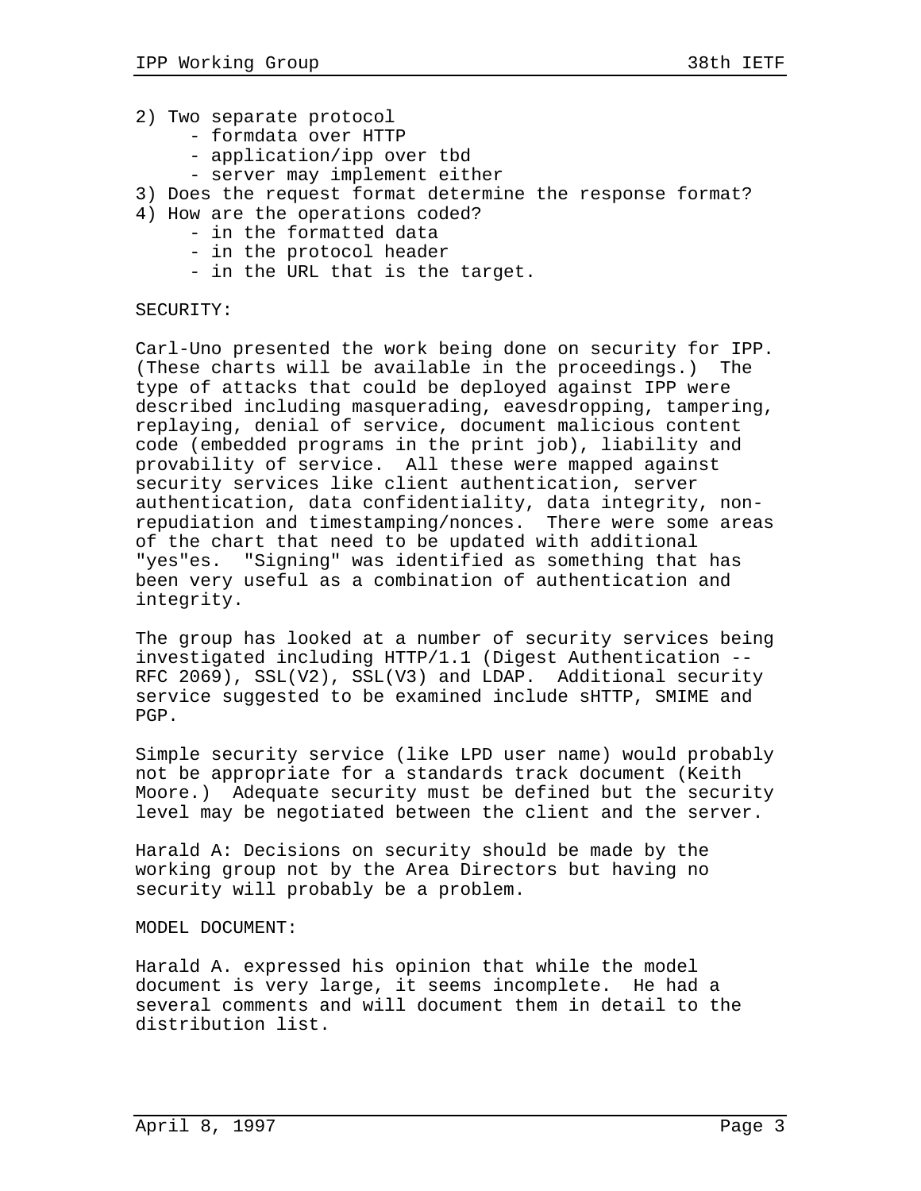2) Two separate protocol
   - formdata over HTTP
   - application/ipp over tbd
   - server may implement either
3) Does the request format determine the response format?
4) How are the operations coded?
   - in the formatted data
   - in the protocol header
   - in the URL that is the target.

SECURITY:

Carl-Uno presented the work being done on security for IPP. (These charts will be available in the proceedings.) The type of attacks that could be deployed against IPP were described including masquerading, eavesdropping, tampering, replaying, denial of service, document malicious content code (embedded programs in the print job), liability and provability of service. All these were mapped against security services like client authentication, server authentication, data confidentiality, data integrity, non-repudiation and timestamping/nonces. There were some areas of the chart that need to be updated with additional "yes"es. "Signing" was identified as something that has been very useful as a combination of authentication and integrity.

The group has looked at a number of security services being investigated including HTTP/1.1 (Digest Authentication -- RFC 2069), SSL(V2), SSL(V3) and LDAP. Additional security service suggested to be examined include sHTTP, SMIME and PGP.

Simple security service (like LPD user name) would probably not be appropriate for a standards track document (Keith Moore.) Adequate security must be defined but the security level may be negotiated between the client and the server.

Harald A: Decisions on security should be made by the working group not by the Area Directors but having no security will probably be a problem.

MODEL DOCUMENT:

Harald A. expressed his opinion that while the model document is very large, it seems incomplete. He had a several comments and will document them in detail to the distribution list.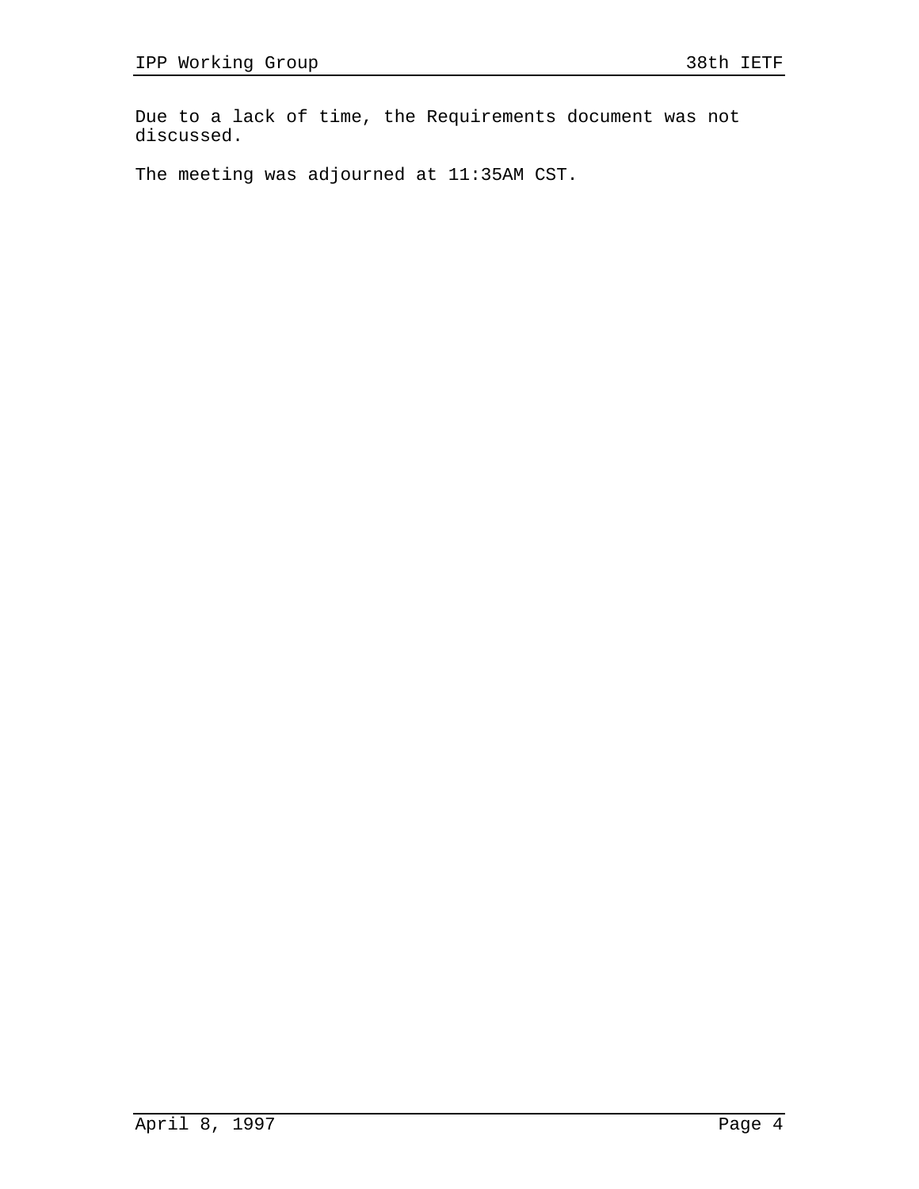Due to a lack of time, the Requirements document was not discussed.

The meeting was adjourned at 11:35AM CST.